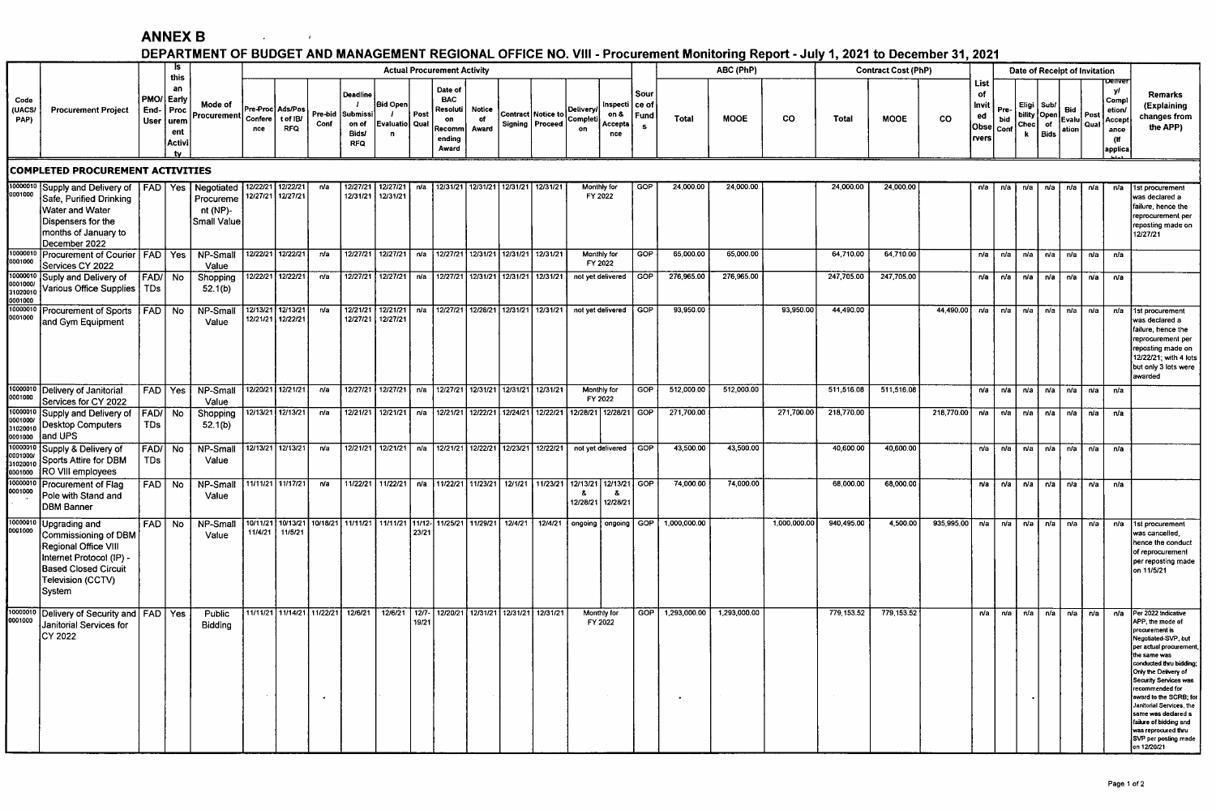## ANNEX B

### DEPARTMENT OF BUDGET AND MANAGEMENT REGIONAL OFFICE NO. VIII - Procurement Monitoring Report - July 1, 2021 to December 31, 2021

| Code (UACS/ PAP) | Procurement Project | PMO/ End-User | Is this an Early Procurement Activity | Mode of Procurement | Actual Procurement Activity | | | | | | | | | | | | | Source of Funds | ABC (PhP) | | | Contract Cost (PhP) | | | List of Invited Observers | Date of Receipt of Invitation | | | | | | | Remarks (Explaining changes from the APP) |
|---|---|---|---|---|---|---|---|---|---|---|---|---|---|---|---|---|---|---|---|---|---|---|---|---|---|---|---|---|---|---|---|---|---|
| | | | | | Pre-Proc Conference | Ads/Post of IB/ RFQ | Pre-bid Conf | Deadline / Submission of Bids/ RFQ | Bid Open / Evaluation | Post Qual | Date of BAC Resolution Recommending Award | Notice of Award | Contract Signing | Notice to Proceed | Delivery/ Completion | Inspection & Acceptance | | | Total | MOOE | CO | Total | MOOE | CO | | Pre-bid Conf | Eligibility Check | Sub/ Open of Bids | Bid Evaluation | Post Qual | Delivery/ Completion/ Acceptance (If applicable) | |
| **COMPLETED PROCUREMENT ACTIVITIES** | | | | | | | | | | | | | | | | | | | | | | | | | | | | | | | | | |
| 100000100001000 | Supply and Delivery of Safe, Purified Drinking Water and Water Dispensers for the months of January to December 2022 | FAD | Yes | Negotiated Procurement (NP)-Small Value | 12/22/21 12/27/21 | 12/22/21 12/27/21 | n/a | 12/27/21 12/31/21 | 12/27/21 12/31/21 | n/a | 12/31/21 | 12/31/21 | 12/31/21 | 12/31/21 | Monthly for FY 2022 | | GOP | 24,000.00 | 24,000.00 | | 24,000.00 | 24,000.00 | | n/a | n/a | n/a | n/a | n/a | n/a | n/a | 1st procurement was declared a failure, hence the reprocurement per reposting made on 12/27/21 |
| 100000100001000 | Procurement of Courier Services CY 2022 | FAD | Yes | NP-Small Value | 12/22/21 | 12/22/21 | n/a | 12/27/21 | 12/27/21 | n/a | 12/27/21 | 12/31/21 | 12/31/21 | 12/31/21 | Monthly for FY 2022 | | GOP | 65,000.00 | 65,000.00 | | 64,710.00 | 64,710.00 | | n/a | n/a | n/a | n/a | n/a | n/a | n/a | |
| 100000100001000/ 310200100001000 | Suply and Delivery of Various Office Supplies | FAD/ TDs | No | Shopping 52.1(b) | 12/22/21 | 12/22/21 | n/a | 12/27/21 | 12/27/21 | n/a | 12/27/21 | 12/31/21 | 12/31/21 | 12/31/21 | not yet delivered | | GOP | 276,965.00 | 276,965.00 | | 247,705.00 | 247,705.00 | | n/a | n/a | n/a | n/a | n/a | n/a | n/a | |
| 100000100001000 | Procurement of Sports and Gym Equipment | FAD | No | NP-Small Value | 12/13/21 12/21/21 | 12/13/21 12/22/21 | n/a | 12/21/21 12/27/21 | 12/21/21 12/27/21 | n/a | 12/27/21 | 12/28/21 | 12/31/21 | 12/31/21 | not yet delivered | | GOP | 93,950.00 | | 93,950.00 | 44,490.00 | | 44,490.00 | n/a | n/a | n/a | n/a | n/a | n/a | n/a | 1st procurement was declared a failure, hence the reprocurement per reposting made on 12/22/21; with 4 lots but only 3 lots were awarded |
| 100000100001000 | Delivery of Janitorial Services for CY 2022 | FAD | Yes | NP-Small Value | 12/20/21 | 12/21/21 | n/a | 12/27/21 | 12/27/21 | n/a | 12/27/21 | 12/31/21 | 12/31/21 | 12/31/21 | Monthly for FY 2022 | | GOP | 512,000.00 | 512,000.00 | | 511,516.08 | 511,516.08 | | n/a | n/a | n/a | n/a | n/a | n/a | n/a | |
| 100000100001000/ 310200100001000 | Supply and Delivery of Desktop Computers and UPS | FAD/ TDs | No | Shopping 52.1(b) | 12/13/21 | 12/13/21 | n/a | 12/21/21 | 12/21/21 | n/a | 12/21/21 | 12/22/21 | 12/24/21 | 12/22/21 | 12/28/21 | 12/28/21 | GOP | 271,700.00 | | 271,700.00 | 218,770.00 | | 218,770.00 | n/a | n/a | n/a | n/a | n/a | n/a | n/a | |
| 100000100001000/ 310200100001000 | Supply & Delivery of Sports Attire for DBM RO VIII employees | FAD/ TDs | No | NP-Small Value | 12/13/21 | 12/13/21 | n/a | 12/21/21 | 12/21/21 | n/a | 12/21/21 | 12/22/21 | 12/23/21 | 12/22/21 | not yet delivered | | GOP | 43,500.00 | 43,500.00 | | 40,600.00 | 40,600.00 | | n/a | n/a | n/a | n/a | n/a | n/a | n/a | |
| 100000100001000 | Procurement of Flag Pole with Stand and DBM Banner | FAD | No | NP-Small Value | 11/11/21 | 11/17/21 | n/a | 11/22/21 | 11/22/21 | n/a | 11/22/21 | 11/23/21 | 12/1/21 | 11/23/21 | 12/13/21 & 12/28/21 | 12/13/21 & 12/28/21 | GOP | 74,000.00 | 74,000.00 | | 68,000.00 | 68,000.00 | | n/a | n/a | n/a | n/a | n/a | n/a | n/a | |
| 100000100001000 | Upgrading and Commissioning of DBM Regional Office VIII Internet Protocol (IP) - Based Closed Circuit Television (CCTV) System | FAD | No | NP-Small Value | 10/11/21 11/4/21 | 10/13/21 11/5/21 | 10/18/21 | 11/11/21 | 11/11/21 | 11/12-23/21 | 11/25/21 | 11/29/21 | 12/4/21 | 12/4/21 | ongoing | ongoing | GOP | 1,000,000.00 | | 1,000,000.00 | 940,495.00 | 4,500.00 | 935,995.00 | n/a | n/a | n/a | n/a | n/a | n/a | n/a | 1st procurement was cancelled, hence the conduct of reprocurement per reposting made on 11/5/21 |
| 100000100001000 | Delivery of Security and Janitorial Services for CY 2022 | FAD | Yes | Public Bidding | 11/11/21 | 11/14/21 | 11/22/21 | 12/6/21 | 12/6/21 | 12/7-19/21 | 12/20/21 | 12/31/21 | 12/31/21 | 12/31/21 | Monthly for FY 2022 | | GOP | 1,293,000.00 | 1,293,000.00 | | 779,153.52 | 779,153.52 | | n/a | n/a | n/a | n/a | n/a | n/a | n/a | Per 2022 Indicative APP, the mode of procurement is Negotiated-SVP, but per actual procurement, the same was conducted thru bidding; Only the Delivery of Security Services was recommended for award to the SCRB; for Janitorial Services, the same was declared a failure of bidding and was reprocured thru SVP per posting made on 12/20/21 |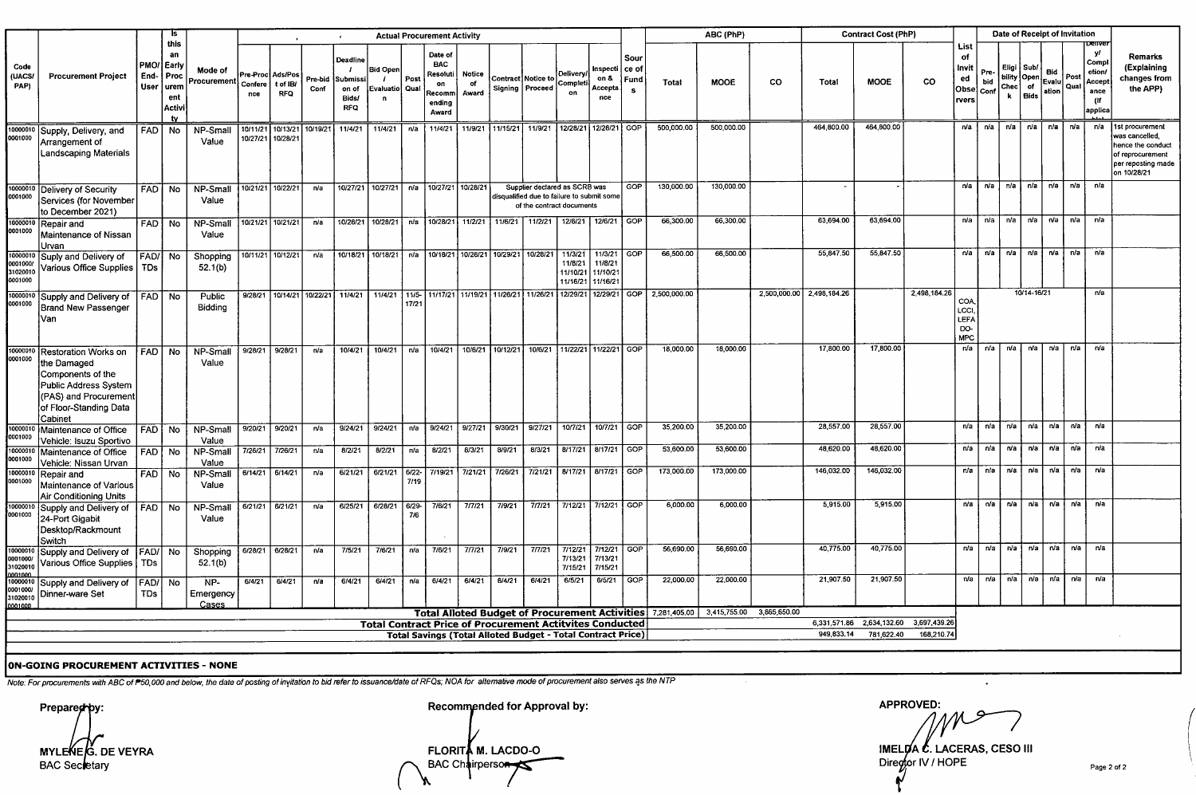| Code (UACS/ PAP) | Procurement Project | PMO/ End-User | Is this an Early Procurement Activity | Mode of Procurement | Actual Procurement Activity | | | | | | | | | | | | | Source of Funds | ABC (PhP) | | | Contract Cost (PhP) | | | List of Invited Observers | Date of Receipt of Invitation | | | | | | | Remarks (Explaining changes from the APP) |
|---|---|---|---|---|---|---|---|---|---|---|---|---|---|---|---|---|---|---|---|---|---|---|---|---|---|---|---|---|---|---|---|---|---|
| | | | | | Pre-Proc Conference | Ads/Post of IB/ RFQ | Pre-bid Conf | Deadline / Submission of Bids/ RFQ | Bid Opening / Evaluation | Post Qual | Date of BAC Resolution Recommending Award | Notice of Award | Contract Signing | Notice to Proceed | Delivery/ Completion | Inspection & Acceptance | | Total | MOOE | CO | Total | MOOE | CO | | Pre-bid Conf | Eligibility Check | Sub/ Open of Bids | Bid Evaluation | Post Qual | Delivery/ Completion/ Acceptance (If applicable) | |
| 10000010 0001000 | Supply, Delivery, and Arrangement of Landscaping Materials | FAD | No | NP-Small Value | 10/11/21 10/27/21 | 10/13/21 10/28/21 | 10/19/21 | 11/4/21 | 11/4/21 | n/a | 11/4/21 | 11/9/21 | 11/15/21 | 11/9/21 | 12/28/21 | 12/28/21 | GOP | 500,000.00 | 500,000.00 | | 464,800.00 | 464,800.00 | | n/a | n/a | n/a | n/a | n/a | n/a | n/a | 1st procurement was cancelled, hence the conduct of reprocurement per reposting made on 10/28/21 |
| 10000010 0001000 | Delivery of Security Services (for November to December 2021) | FAD | No | NP-Small Value | 10/21/21 | 10/22/21 | n/a | 10/27/21 | 10/27/21 | n/a | 10/27/21 | 10/28/21 | Supplier declared as SCRB was disqualified due to failure to submit some of the contract documents | | | | GOP | 130,000.00 | 130,000.00 | | - | - | | n/a | n/a | n/a | n/a | n/a | n/a | n/a | |
| 10000010 0001000 | Repair and Maintenance of Nissan Urvan | FAD | No | NP-Small Value | 10/21/21 | 10/21/21 | n/a | 10/28/21 | 10/28/21 | n/a | 10/28/21 | 11/2/21 | 11/6/21 | 11/2/21 | 12/6/21 | 12/6/21 | GOP | 66,300.00 | 66,300.00 | | 63,694.00 | 63,694.00 | | n/a | n/a | n/a | n/a | n/a | n/a | n/a | |
| 10000010 0001000/ 31020010 0001000 | Suply and Delivery of Various Office Supplies | FAD/ TDs | No | Shopping 52.1(b) | 10/11/21 | 10/12/21 | n/a | 10/18/21 | 10/18/21 | n/a | 10/18/21 | 10/26/21 | 10/29/21 | 10/28/21 | 11/3/21 11/8/21 11/10/21 11/16/21 | 11/3/21 11/8/21 11/10/21 11/16/21 | GOP | 66,500.00 | 66,500.00 | | 55,847.50 | 55,847.50 | | n/a | n/a | n/a | n/a | n/a | n/a | n/a | |
| 10000010 0001000 | Supply and Delivery of Brand New Passenger Van | FAD | No | Public Bidding | 9/28/21 | 10/14/21 | 10/22/21 | 11/4/21 | 11/4/21 | 11/5-17/21 | 11/17/21 | 11/19/21 | 11/26/21 | 11/26/21 | 12/29/21 | 12/29/21 | GOP | 2,500,000.00 | | 2,500,000.00 | 2,498,184.26 | | 2,498,184.26 | COA, LCCI, LEFA DO-MPC | 10/14-16/21 | | | | | n/a | |
| 10000010 0001000 | Restoration Works on the Damaged Components of the Public Address System (PAS) and Procurement of Floor-Standing Data Cabinet | FAD | No | NP-Small Value | 9/28/21 | 9/28/21 | n/a | 10/4/21 | 10/4/21 | n/a | 10/4/21 | 10/6/21 | 10/12/21 | 10/6/21 | 11/22/21 | 11/22/21 | GOP | 18,000.00 | 18,000.00 | | 17,800.00 | 17,800.00 | | n/a | n/a | n/a | n/a | n/a | n/a | n/a | |
| 10000010 0001000 | Maintenance of Office Vehicle: Isuzu Sportivo | FAD | No | NP-Small Value | 9/20/21 | 9/20/21 | n/a | 9/24/21 | 9/24/21 | n/a | 9/24/21 | 9/27/21 | 9/30/21 | 9/27/21 | 10/7/21 | 10/7/21 | GOP | 35,200.00 | 35,200.00 | | 28,557.00 | 28,557.00 | | n/a | n/a | n/a | n/a | n/a | n/a | n/a | |
| 10000010 0001000 | Maintenance of Office Vehicle: Nissan Urvan | FAD | No | NP-Small Value | 7/26/21 | 7/26/21 | n/a | 8/2/21 | 8/2/21 | n/a | 8/2/21 | 8/3/21 | 8/9/21 | 8/3/21 | 8/17/21 | 8/17/21 | GOP | 53,600.00 | 53,600.00 | | 48,620.00 | 48,620.00 | | n/a | n/a | n/a | n/a | n/a | n/a | n/a | |
| 10000010 0001000 | Repair and Maintenance of Various Air Conditioning Units | FAD | No | NP-Small Value | 6/14/21 | 6/14/21 | n/a | 6/21/21 | 6/21/21 | 6/22-7/19 | 7/19/21 | 7/21/21 | 7/26/21 | 7/21/21 | 8/17/21 | 8/17/21 | GOP | 173,000.00 | 173,000.00 | | 146,032.00 | 146,032.00 | | n/a | n/a | n/a | n/a | n/a | n/a | n/a | |
| 10000010 0001000 | Supply and Delivery of 24-Port Gigabit Desktop/Rackmount Switch | FAD | No | NP-Small Value | 6/21/21 | 6/21/21 | n/a | 6/25/21 | 6/28/21 | 6/29-7/6 | 7/6/21 | 7/7/21 | 7/9/21 | 7/7/21 | 7/12/21 | 7/12/21 | GOP | 6,000.00 | 6,000.00 | | 5,915.00 | 5,915.00 | | n/a | n/a | n/a | n/a | n/a | n/a | n/a | |
| 10000010 0001000/ 31020010 0001000 | Supply and Delivery of Various Office Supplies | FAD/ TDs | No | Shopping 52.1(b) | 6/28/21 | 6/28/21 | n/a | 7/5/21 | 7/6/21 | n/a | 7/6/21 | 7/7/21 | 7/9/21 | 7/7/21 | 7/12/21 7/13/21 7/15/21 | 7/12/21 7/13/21 7/15/21 | GOP | 56,690.00 | 56,690.00 | | 40,775.00 | 40,775.00 | | n/a | n/a | n/a | n/a | n/a | n/a | n/a | |
| 10000010 0001000/ 31020010 0001000 | Supply and Delivery of Dinner-ware Set | FAD/ TDs | No | NP-Emergency Cases | 6/4/21 | 6/4/21 | n/a | 6/4/21 | 6/4/21 | n/a | 6/4/21 | 6/4/21 | 6/4/21 | 6/4/21 | 6/5/21 | 6/5/21 | GOP | 22,000.00 | 22,000.00 | | 21,907.50 | 21,907.50 | | n/a | n/a | n/a | n/a | n/a | n/a | n/a | |
| | **Total Alloted Budget of Procurement Activities** | | | | | | | | | | | | | | | | | 7,281,405.00 | 3,415,755.00 | 3,865,650.00 | | | | | | | | | | | |
| | **Total Contract Price of Procurement Actitvites Conducted** | | | | | | | | | | | | | | | | | | | | 6,331,571.86 | 2,634,132.60 | 3,697,439.26 | | | | | | | | |
| | **Total Savings (Total Alloted Budget - Total Contract Price)** | | | | | | | | | | | | | | | | | | | | 949,833.14 | 781,622.40 | 168,210.74 | | | | | | | | |

**ON-GOING PROCUREMENT ACTIVITIES - NONE**

*Note: For procurements with ABC of ₱50,000 and below, the date of posting of invitation to bid refer to issuance/date of RFQs; NOA for alternative mode of procurement also serves as the NTP*

Prepared by:

MYLENE G. DE VEYRA
BAC Secretary

Recommended for Approval by:

FLORITA M. LACDO-O
BAC Chairperson

APPROVED:

IMELDA C. LACERAS, CESO III
Director IV / HOPE